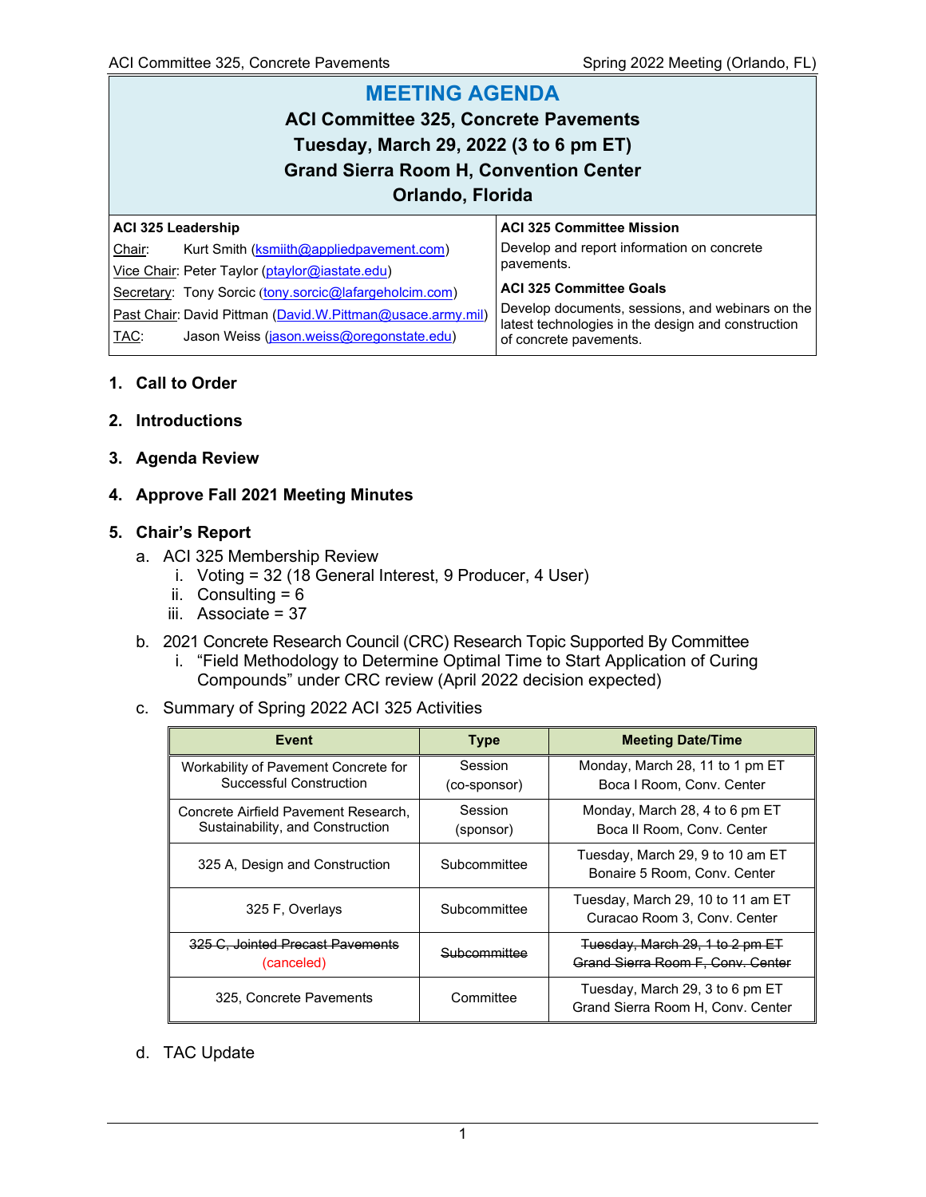# MEETING AGENDA

## ACI Committee 325, Concrete Pavements

**Tuesday, March 29, 2022 (3 to 6 pm ET)**

**Grand Sierra Room H, Convention Center**

**Orlando, Florida**

| ACI 325 Leadership | ACI 325 Committee Mission |
|---|---|
| Chair: Kurt Smith (ksmiith@appliedpavement.com) | Develop and report information on concrete pavements. |
| Vice Chair: Peter Taylor (ptaylor@iastate.edu) | **ACI 325 Committee Goals** |
| Secretary: Tony Sorcic (tony.sorcic@lafargeholcim.com) | Develop documents, sessions, and webinars on the latest technologies in the design and construction of concrete pavements. |
| Past Chair: David Pittman (David.W.Pittman@usace.army.mil) | |
| TAC: Jason Weiss (jason.weiss@oregonstate.edu) | |

1. **Call to Order**

2. **Introductions**

3. **Agenda Review**

4. **Approve Fall 2021 Meeting Minutes**

5. **Chair's Report**
   
   a. ACI 325 Membership Review
      
      i. Voting = 32 (18 General Interest, 9 Producer, 4 User)
      
      ii. Consulting = 6
      
      iii. Associate = 37
   
   b. 2021 Concrete Research Council (CRC) Research Topic Supported By Committee
      
      i. "Field Methodology to Determine Optimal Time to Start Application of Curing Compounds" under CRC review (April 2022 decision expected)
   
   c. Summary of Spring 2022 ACI 325 Activities

| Event | Type | Meeting Date/Time |
|---|---|---|
| Workability of Pavement Concrete for Successful Construction | Session (co-sponsor) | Monday, March 28, 11 to 1 pm ET Boca I Room, Conv. Center |
| Concrete Airfield Pavement Research, Sustainability, and Construction | Session (sponsor) | Monday, March 28, 4 to 6 pm ET Boca II Room, Conv. Center |
| 325 A, Design and Construction | Subcommittee | Tuesday, March 29, 9 to 10 am ET Bonaire 5 Room, Conv. Center |
| 325 F, Overlays | Subcommittee | Tuesday, March 29, 10 to 11 am ET Curacao Room 3, Conv. Center |
| ~~325 C, Jointed Precast Pavements~~ (canceled) | ~~Subcommittee~~ | ~~Tuesday, March 29, 1 to 2 pm ET Grand Sierra Room F, Conv. Center~~ |
| 325, Concrete Pavements | Committee | Tuesday, March 29, 3 to 6 pm ET Grand Sierra Room H, Conv. Center |

   d. TAC Update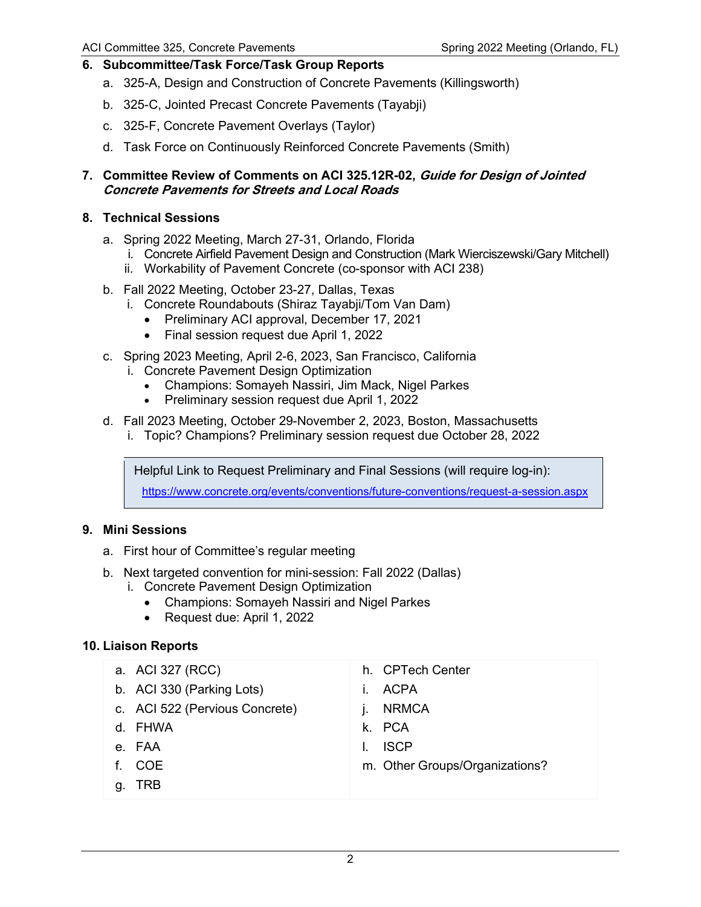## 6. Subcommittee/Task Force/Task Group Reports

a. 325-A, Design and Construction of Concrete Pavements (Killingsworth)

b. 325-C, Jointed Precast Concrete Pavements (Tayabji)

c. 325-F, Concrete Pavement Overlays (Taylor)

d. Task Force on Continuously Reinforced Concrete Pavements (Smith)

## 7. Committee Review of Comments on ACI 325.12R-02, *Guide for Design of Jointed Concrete Pavements for Streets and Local Roads*

## 8. Technical Sessions

a. Spring 2022 Meeting, March 27-31, Orlando, Florida
   i. Concrete Airfield Pavement Design and Construction (Mark Wierciszewski/Gary Mitchell)
   ii. Workability of Pavement Concrete (co-sponsor with ACI 238)

b. Fall 2022 Meeting, October 23-27, Dallas, Texas
   i. Concrete Roundabouts (Shiraz Tayabji/Tom Van Dam)
      - Preliminary ACI approval, December 17, 2021
      - Final session request due April 1, 2022

c. Spring 2023 Meeting, April 2-6, 2023, San Francisco, California
   i. Concrete Pavement Design Optimization
      - Champions: Somayeh Nassiri, Jim Mack, Nigel Parkes
      - Preliminary session request due April 1, 2022

d. Fall 2023 Meeting, October 29-November 2, 2023, Boston, Massachusetts
   i. Topic? Champions? Preliminary session request due October 28, 2022

> Helpful Link to Request Preliminary and Final Sessions (will require log-in):
> https://www.concrete.org/events/conventions/future-conventions/request-a-session.aspx

## 9. Mini Sessions

a. First hour of Committee's regular meeting

b. Next targeted convention for mini-session: Fall 2022 (Dallas)
   i. Concrete Pavement Design Optimization
      - Champions: Somayeh Nassiri and Nigel Parkes
      - Request due: April 1, 2022

## 10. Liaison Reports

a. ACI 327 (RCC)

b. ACI 330 (Parking Lots)

c. ACI 522 (Pervious Concrete)

d. FHWA

e. FAA

f. COE

g. TRB

h. CPTech Center

i. ACPA

j. NRMCA

k. PCA

l. ISCP

m. Other Groups/Organizations?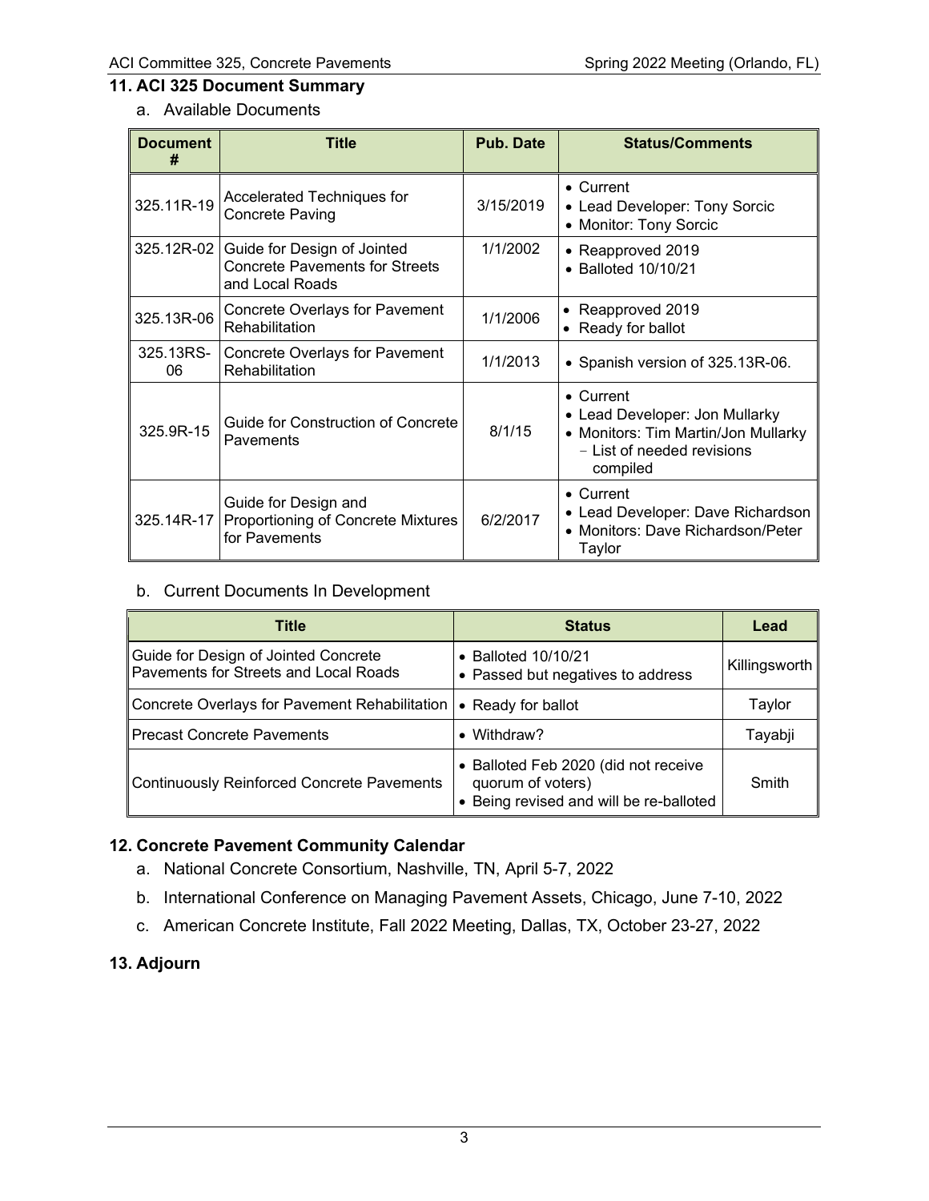## 11. ACI 325 Document Summary

a. Available Documents

| Document # | Title | Pub. Date | Status/Comments |
|---|---|---|---|
| 325.11R-19 | Accelerated Techniques for Concrete Paving | 3/15/2019 | • Current<br>• Lead Developer: Tony Sorcic<br>• Monitor: Tony Sorcic |
| 325.12R-02 | Guide for Design of Jointed Concrete Pavements for Streets and Local Roads | 1/1/2002 | • Reapproved 2019<br>• Balloted 10/10/21 |
| 325.13R-06 | Concrete Overlays for Pavement Rehabilitation | 1/1/2006 | • Reapproved 2019<br>• Ready for ballot |
| 325.13RS-06 | Concrete Overlays for Pavement Rehabilitation | 1/1/2013 | • Spanish version of 325.13R-06. |
| 325.9R-15 | Guide for Construction of Concrete Pavements | 8/1/15 | • Current<br>• Lead Developer: Jon Mullarky<br>• Monitors: Tim Martin/Jon Mullarky<br>  − List of needed revisions compiled |
| 325.14R-17 | Guide for Design and Proportioning of Concrete Mixtures for Pavements | 6/2/2017 | • Current<br>• Lead Developer: Dave Richardson<br>• Monitors: Dave Richardson/Peter Taylor |

b. Current Documents In Development

| Title | Status | Lead |
|---|---|---|
| Guide for Design of Jointed Concrete Pavements for Streets and Local Roads | • Balloted 10/10/21<br>• Passed but negatives to address | Killingsworth |
| Concrete Overlays for Pavement Rehabilitation | • Ready for ballot | Taylor |
| Precast Concrete Pavements | • Withdraw? | Tayabji |
| Continuously Reinforced Concrete Pavements | • Balloted Feb 2020 (did not receive quorum of voters)<br>• Being revised and will be re-balloted | Smith |

## 12. Concrete Pavement Community Calendar

a. National Concrete Consortium, Nashville, TN, April 5-7, 2022

b. International Conference on Managing Pavement Assets, Chicago, June 7-10, 2022

c. American Concrete Institute, Fall 2022 Meeting, Dallas, TX, October 23-27, 2022

## 13. Adjourn